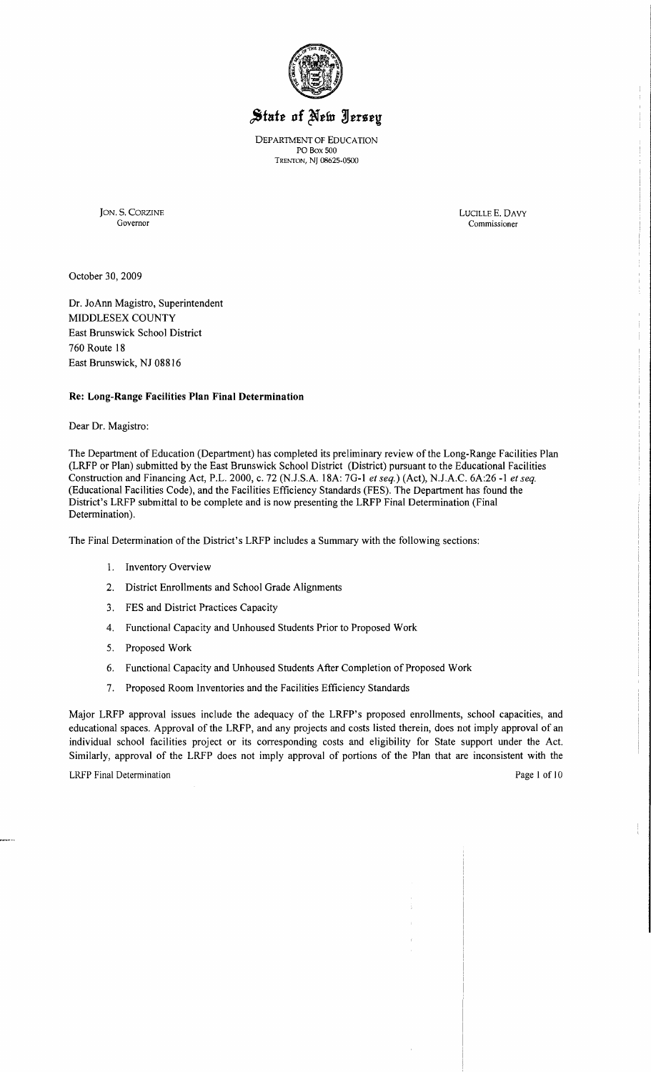# State of New Jersey

DEPARTMENT OF EDUCATION
PO Box 500
TRENTON, NJ 08625-0500

JON. S. CORZINE
Governor

LUCILLE E. DAVY
Commissioner

October 30, 2009

Dr. JoAnn Magistro, Superintendent
MIDDLESEX COUNTY
East Brunswick School District
760 Route 18
East Brunswick, NJ 08816

**Re: Long-Range Facilities Plan Final Determination**

Dear Dr. Magistro:

The Department of Education (Department) has completed its preliminary review of the Long-Range Facilities Plan (LRFP or Plan) submitted by the East Brunswick School District (District) pursuant to the Educational Facilities Construction and Financing Act, P.L. 2000, c. 72 (N.J.S.A. 18A: 7G-1 *et seq.*) (Act), N.J.A.C. 6A:26 -1 *et seq.* (Educational Facilities Code), and the Facilities Efficiency Standards (FES). The Department has found the District's LRFP submittal to be complete and is now presenting the LRFP Final Determination (Final Determination).

The Final Determination of the District's LRFP includes a Summary with the following sections:

1. Inventory Overview
2. District Enrollments and School Grade Alignments
3. FES and District Practices Capacity
4. Functional Capacity and Unhoused Students Prior to Proposed Work
5. Proposed Work
6. Functional Capacity and Unhoused Students After Completion of Proposed Work
7. Proposed Room Inventories and the Facilities Efficiency Standards

Major LRFP approval issues include the adequacy of the LRFP's proposed enrollments, school capacities, and educational spaces. Approval of the LRFP, and any projects and costs listed therein, does not imply approval of an individual school facilities project or its corresponding costs and eligibility for State support under the Act. Similarly, approval of the LRFP does not imply approval of portions of the Plan that are inconsistent with the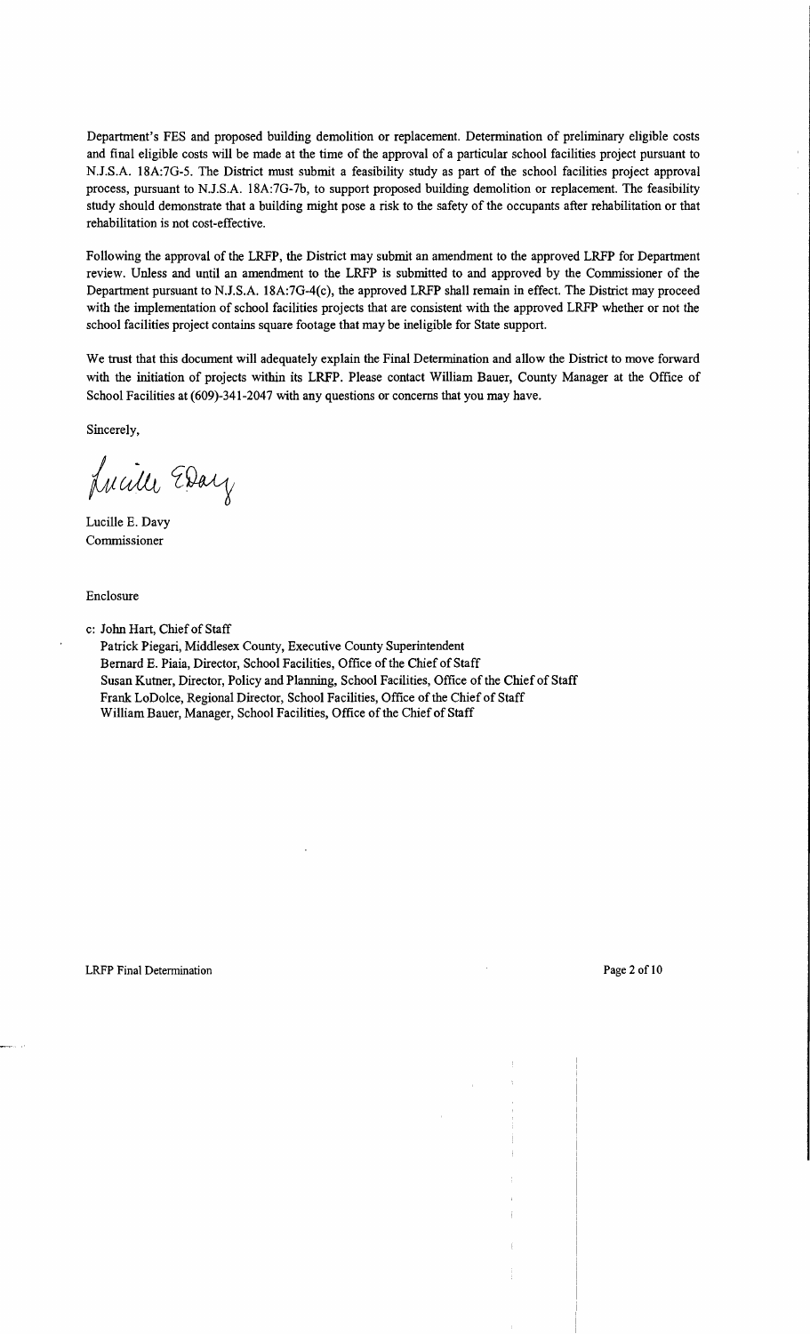Department's FES and proposed building demolition or replacement. Determination of preliminary eligible costs and final eligible costs will be made at the time of the approval of a particular school facilities project pursuant to N.J.S.A. 18A:7G-5. The District must submit a feasibility study as part of the school facilities project approval process, pursuant to N.J.S.A. 18A:7G-7b, to support proposed building demolition or replacement. The feasibility study should demonstrate that a building might pose a risk to the safety of the occupants after rehabilitation or that rehabilitation is not cost-effective.

Following the approval of the LRFP, the District may submit an amendment to the approved LRFP for Department review. Unless and until an amendment to the LRFP is submitted to and approved by the Commissioner of the Department pursuant to N.J.S.A. 18A:7G-4(c), the approved LRFP shall remain in effect. The District may proceed with the implementation of school facilities projects that are consistent with the approved LRFP whether or not the school facilities project contains square footage that may be ineligible for State support.

We trust that this document will adequately explain the Final Determination and allow the District to move forward with the initiation of projects within its LRFP. Please contact William Bauer, County Manager at the Office of School Facilities at (609)-341-2047 with any questions or concerns that you may have.

Sincerely,

Lucille E. Davy
Commissioner

Enclosure

c: John Hart, Chief of Staff
Patrick Piegari, Middlesex County, Executive County Superintendent
Bernard E. Piaia, Director, School Facilities, Office of the Chief of Staff
Susan Kutner, Director, Policy and Planning, School Facilities, Office of the Chief of Staff
Frank LoDolce, Regional Director, School Facilities, Office of the Chief of Staff
William Bauer, Manager, School Facilities, Office of the Chief of Staff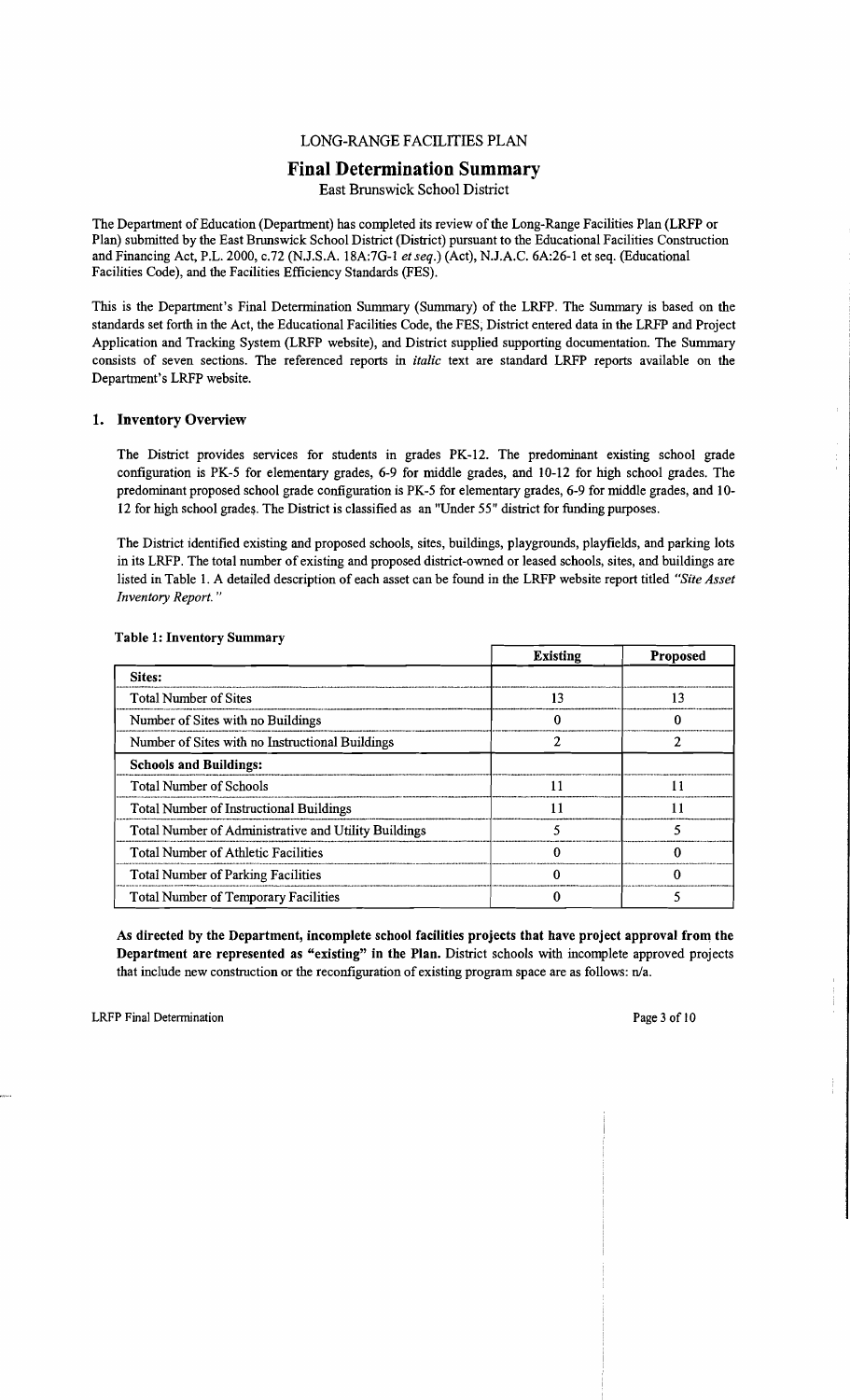LONG-RANGE FACILITIES PLAN

# Final Determination Summary

East Brunswick School District

The Department of Education (Department) has completed its review of the Long-Range Facilities Plan (LRFP or Plan) submitted by the East Brunswick School District (District) pursuant to the Educational Facilities Construction and Financing Act, P.L. 2000, c.72 (N.J.S.A. 18A:7G-1 *et seq.*) (Act), N.J.A.C. 6A:26-1 et seq. (Educational Facilities Code), and the Facilities Efficiency Standards (FES).

This is the Department's Final Determination Summary (Summary) of the LRFP. The Summary is based on the standards set forth in the Act, the Educational Facilities Code, the FES, District entered data in the LRFP and Project Application and Tracking System (LRFP website), and District supplied supporting documentation. The Summary consists of seven sections. The referenced reports in *italic* text are standard LRFP reports available on the Department's LRFP website.

## 1. Inventory Overview

The District provides services for students in grades PK-12. The predominant existing school grade configuration is PK-5 for elementary grades, 6-9 for middle grades, and 10-12 for high school grades. The predominant proposed school grade configuration is PK-5 for elementary grades, 6-9 for middle grades, and 10-12 for high school grades. The District is classified as an "Under 55" district for funding purposes.

The District identified existing and proposed schools, sites, buildings, playgrounds, playfields, and parking lots in its LRFP. The total number of existing and proposed district-owned or leased schools, sites, and buildings are listed in Table 1. A detailed description of each asset can be found in the LRFP website report titled *"Site Asset Inventory Report."*

**Table 1: Inventory Summary**

| | Existing | Proposed |
|---|---|---|
| **Sites:** | | |
| Total Number of Sites | 13 | 13 |
| Number of Sites with no Buildings | 0 | 0 |
| Number of Sites with no Instructional Buildings | 2 | 2 |
| **Schools and Buildings:** | | |
| Total Number of Schools | 11 | 11 |
| Total Number of Instructional Buildings | 11 | 11 |
| Total Number of Administrative and Utility Buildings | 5 | 5 |
| Total Number of Athletic Facilities | 0 | 0 |
| Total Number of Parking Facilities | 0 | 0 |
| Total Number of Temporary Facilities | 0 | 5 |

**As directed by the Department, incomplete school facilities projects that have project approval from the Department are represented as "existing" in the Plan.** District schools with incomplete approved projects that include new construction or the reconfiguration of existing program space are as follows: n/a.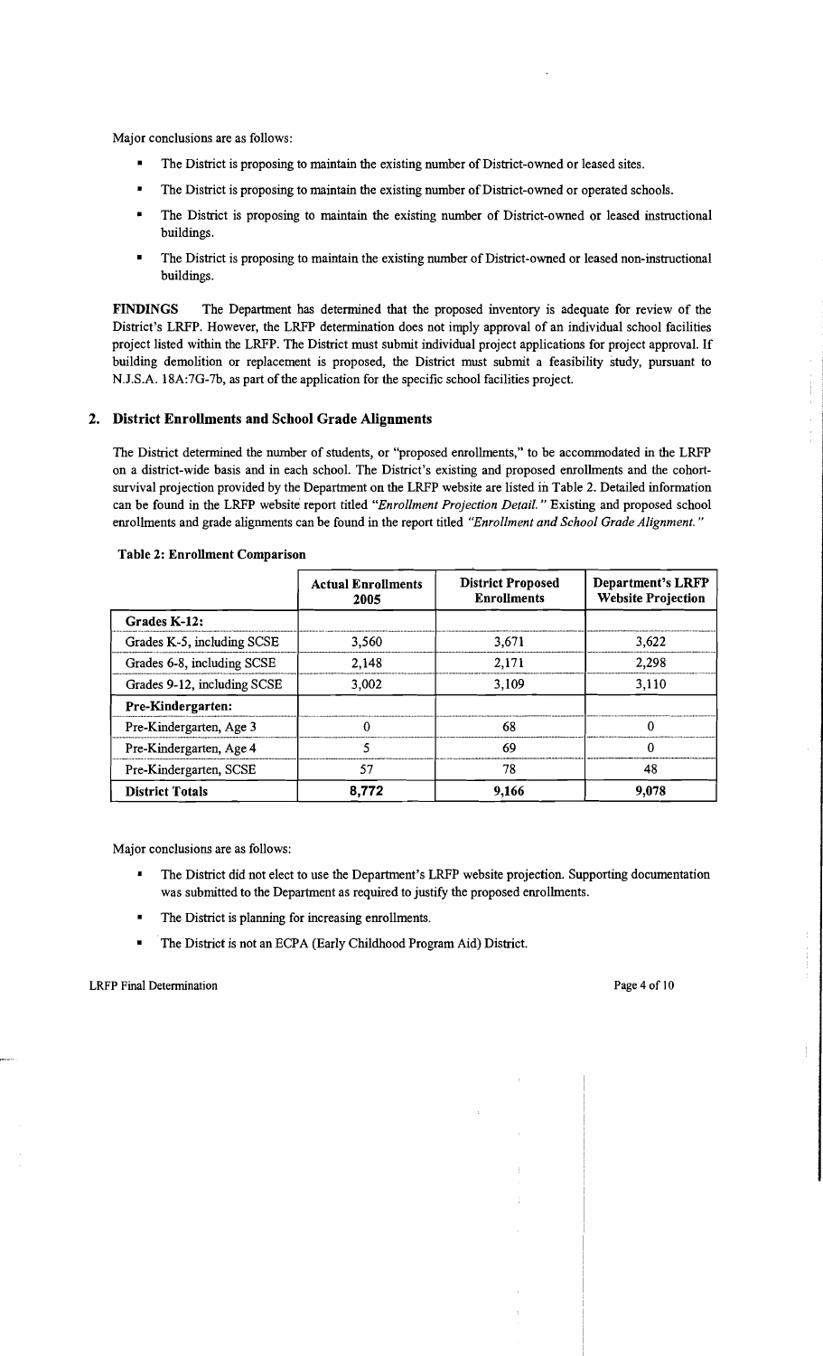Major conclusions are as follows:

- The District is proposing to maintain the existing number of District-owned or leased sites.
- The District is proposing to maintain the existing number of District-owned or operated schools.
- The District is proposing to maintain the existing number of District-owned or leased instructional buildings.
- The District is proposing to maintain the existing number of District-owned or leased non-instructional buildings.

**FINDINGS** The Department has determined that the proposed inventory is adequate for review of the District's LRFP. However, the LRFP determination does not imply approval of an individual school facilities project listed within the LRFP. The District must submit individual project applications for project approval. If building demolition or replacement is proposed, the District must submit a feasibility study, pursuant to N.J.S.A. 18A:7G-7b, as part of the application for the specific school facilities project.

## 2. District Enrollments and School Grade Alignments

The District determined the number of students, or "proposed enrollments," to be accommodated in the LRFP on a district-wide basis and in each school. The District's existing and proposed enrollments and the cohort-survival projection provided by the Department on the LRFP website are listed in Table 2. Detailed information can be found in the LRFP website report titled *"Enrollment Projection Detail."* Existing and proposed school enrollments and grade alignments can be found in the report titled *"Enrollment and School Grade Alignment."*

**Table 2: Enrollment Comparison**

| | Actual Enrollments 2005 | District Proposed Enrollments | Department's LRFP Website Projection |
|---|---|---|---|
| **Grades K-12:** | | | |
| Grades K-5, including SCSE | 3,560 | 3,671 | 3,622 |
| Grades 6-8, including SCSE | 2,148 | 2,171 | 2,298 |
| Grades 9-12, including SCSE | 3,002 | 3,109 | 3,110 |
| **Pre-Kindergarten:** | | | |
| Pre-Kindergarten, Age 3 | 0 | 68 | 0 |
| Pre-Kindergarten, Age 4 | 5 | 69 | 0 |
| Pre-Kindergarten, SCSE | 57 | 78 | 48 |
| **District Totals** | **8,772** | **9,166** | **9,078** |

Major conclusions are as follows:

- The District did not elect to use the Department's LRFP website projection. Supporting documentation was submitted to the Department as required to justify the proposed enrollments.
- The District is planning for increasing enrollments.
- The District is not an ECPA (Early Childhood Program Aid) District.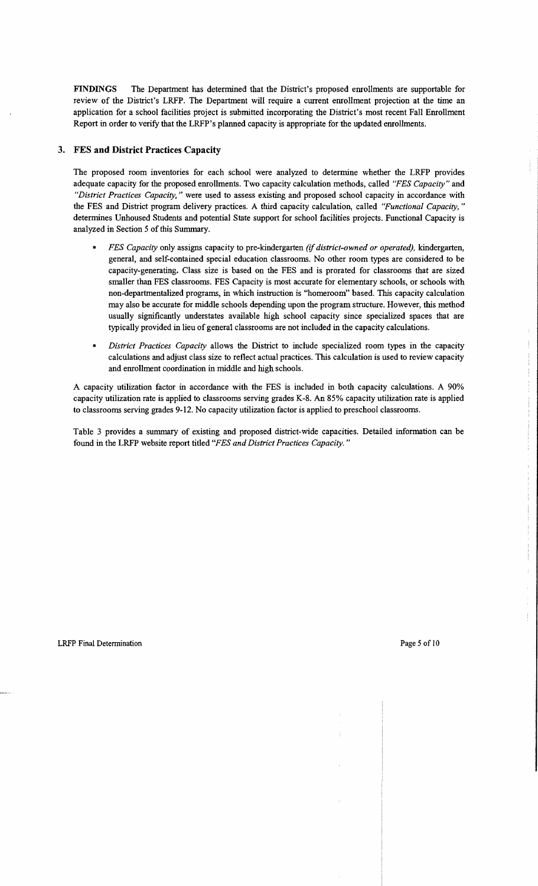**FINDINGS** The Department has determined that the District's proposed enrollments are supportable for review of the District's LRFP. The Department will require a current enrollment projection at the time an application for a school facilities project is submitted incorporating the District's most recent Fall Enrollment Report in order to verify that the LRFP's planned capacity is appropriate for the updated enrollments.

## 3. FES and District Practices Capacity

The proposed room inventories for each school were analyzed to determine whether the LRFP provides adequate capacity for the proposed enrollments. Two capacity calculation methods, called *"FES Capacity"* and *"District Practices Capacity,"* were used to assess existing and proposed school capacity in accordance with the FES and District program delivery practices. A third capacity calculation, called *"Functional Capacity,"* determines Unhoused Students and potential State support for school facilities projects. Functional Capacity is analyzed in Section 5 of this Summary.

- *FES Capacity* only assigns capacity to pre-kindergarten *(if district-owned or operated),* kindergarten, general, and self-contained special education classrooms. No other room types are considered to be capacity-generating. Class size is based on the FES and is prorated for classrooms that are sized smaller than FES classrooms. FES Capacity is most accurate for elementary schools, or schools with non-departmentalized programs, in which instruction is "homeroom" based. This capacity calculation may also be accurate for middle schools depending upon the program structure. However, this method usually significantly understates available high school capacity since specialized spaces that are typically provided in lieu of general classrooms are not included in the capacity calculations.

- *District Practices Capacity* allows the District to include specialized room types in the capacity calculations and adjust class size to reflect actual practices. This calculation is used to review capacity and enrollment coordination in middle and high schools.

A capacity utilization factor in accordance with the FES is included in both capacity calculations. A 90% capacity utilization rate is applied to classrooms serving grades K-8. An 85% capacity utilization rate is applied to classrooms serving grades 9-12. No capacity utilization factor is applied to preschool classrooms.

Table 3 provides a summary of existing and proposed district-wide capacities. Detailed information can be found in the LRFP website report titled *"FES and District Practices Capacity."*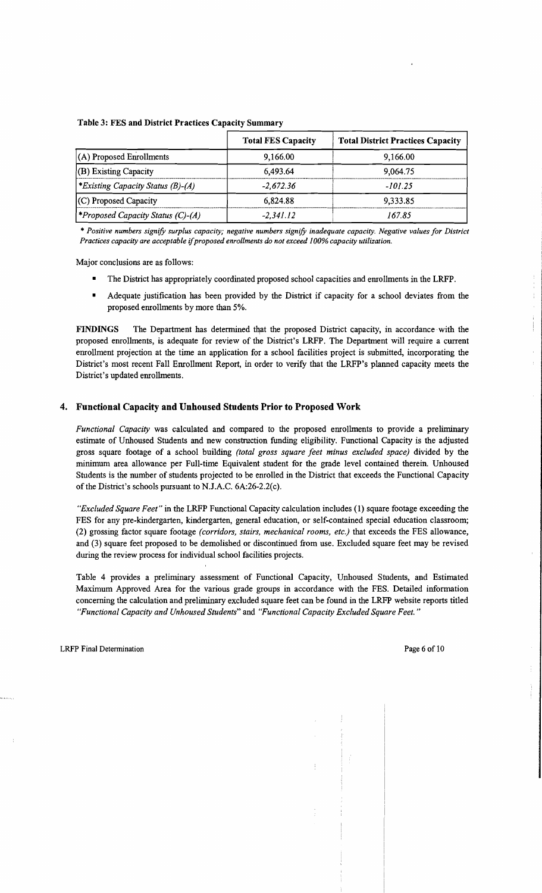**Table 3: FES and District Practices Capacity Summary**

| | Total FES Capacity | Total District Practices Capacity |
|---|---|---|
| (A) Proposed Enrollments | 9,166.00 | 9,166.00 |
| (B) Existing Capacity | 6,493.64 | 9,064.75 |
| **Existing Capacity Status (B)-(A)* | *-2,672.36* | *-101.25* |
| (C) Proposed Capacity | 6,824.88 | 9,333.85 |
| **Proposed Capacity Status (C)-(A)* | *-2,341.12* | *167.85* |

*\* Positive numbers signify surplus capacity; negative numbers signify inadequate capacity. Negative values for District Practices capacity are acceptable if proposed enrollments do not exceed 100% capacity utilization.*

Major conclusions are as follows:

- The District has appropriately coordinated proposed school capacities and enrollments in the LRFP.
- Adequate justification has been provided by the District if capacity for a school deviates from the proposed enrollments by more than 5%.

**FINDINGS** The Department has determined that the proposed District capacity, in accordance with the proposed enrollments, is adequate for review of the District's LRFP. The Department will require a current enrollment projection at the time an application for a school facilities project is submitted, incorporating the District's most recent Fall Enrollment Report, in order to verify that the LRFP's planned capacity meets the District's updated enrollments.

## 4. Functional Capacity and Unhoused Students Prior to Proposed Work

*Functional Capacity* was calculated and compared to the proposed enrollments to provide a preliminary estimate of Unhoused Students and new construction funding eligibility. Functional Capacity is the adjusted gross square footage of a school building *(total gross square feet minus excluded space)* divided by the minimum area allowance per Full-time Equivalent student for the grade level contained therein. Unhoused Students is the number of students projected to be enrolled in the District that exceeds the Functional Capacity of the District's schools pursuant to N.J.A.C. 6A:26-2.2(c).

*"Excluded Square Feet"* in the LRFP Functional Capacity calculation includes (1) square footage exceeding the FES for any pre-kindergarten, kindergarten, general education, or self-contained special education classroom; (2) grossing factor square footage *(corridors, stairs, mechanical rooms, etc.)* that exceeds the FES allowance, and (3) square feet proposed to be demolished or discontinued from use. Excluded square feet may be revised during the review process for individual school facilities projects.

Table 4 provides a preliminary assessment of Functional Capacity, Unhoused Students, and Estimated Maximum Approved Area for the various grade groups in accordance with the FES. Detailed information concerning the calculation and preliminary excluded square feet can be found in the LRFP website reports titled *"Functional Capacity and Unhoused Students"* and *"Functional Capacity Excluded Square Feet."*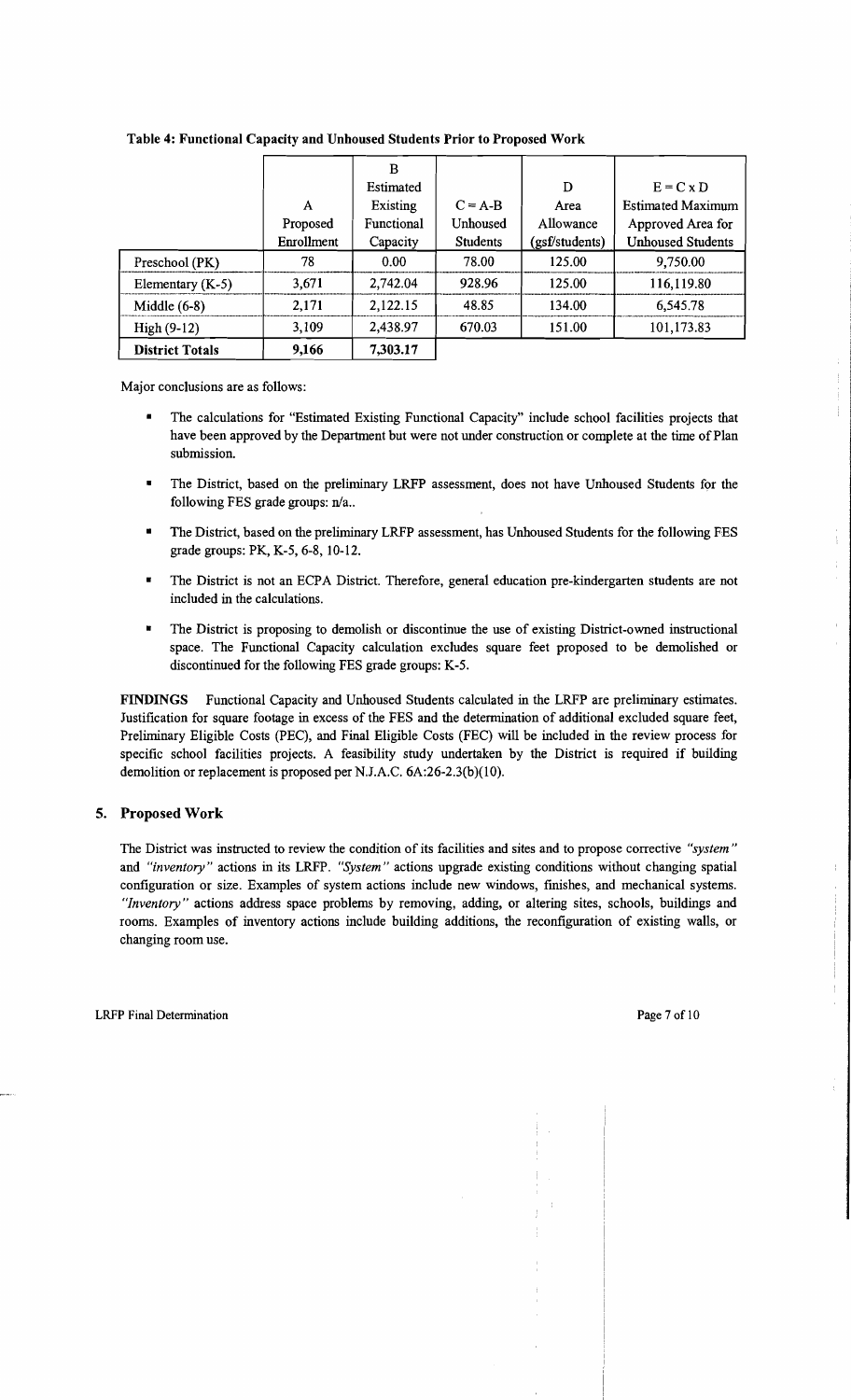**Table 4: Functional Capacity and Unhoused Students Prior to Proposed Work**

| | A<br>Proposed<br>Enrollment | B<br>Estimated<br>Existing<br>Functional<br>Capacity | C = A-B<br>Unhoused<br>Students | D<br>Area<br>Allowance<br>(gsf/students) | E = C x D<br>Estimated Maximum<br>Approved Area for<br>Unhoused Students |
|---|---|---|---|---|---|
| Preschool (PK) | 78 | 0.00 | 78.00 | 125.00 | 9,750.00 |
| Elementary (K-5) | 3,671 | 2,742.04 | 928.96 | 125.00 | 116,119.80 |
| Middle (6-8) | 2,171 | 2,122.15 | 48.85 | 134.00 | 6,545.78 |
| High (9-12) | 3,109 | 2,438.97 | 670.03 | 151.00 | 101,173.83 |
| **District Totals** | **9,166** | **7,303.17** | | | |

Major conclusions are as follows:

- The calculations for "Estimated Existing Functional Capacity" include school facilities projects that have been approved by the Department but were not under construction or complete at the time of Plan submission.
- The District, based on the preliminary LRFP assessment, does not have Unhoused Students for the following FES grade groups: n/a..
- The District, based on the preliminary LRFP assessment, has Unhoused Students for the following FES grade groups: PK, K-5, 6-8, 10-12.
- The District is not an ECPA District. Therefore, general education pre-kindergarten students are not included in the calculations.
- The District is proposing to demolish or discontinue the use of existing District-owned instructional space. The Functional Capacity calculation excludes square feet proposed to be demolished or discontinued for the following FES grade groups: K-5.

**FINDINGS** Functional Capacity and Unhoused Students calculated in the LRFP are preliminary estimates. Justification for square footage in excess of the FES and the determination of additional excluded square feet, Preliminary Eligible Costs (PEC), and Final Eligible Costs (FEC) will be included in the review process for specific school facilities projects. A feasibility study undertaken by the District is required if building demolition or replacement is proposed per N.J.A.C. 6A:26-2.3(b)(10).

## 5. Proposed Work

The District was instructed to review the condition of its facilities and sites and to propose corrective *"system"* and *"inventory"* actions in its LRFP. *"System"* actions upgrade existing conditions without changing spatial configuration or size. Examples of system actions include new windows, finishes, and mechanical systems. *"Inventory"* actions address space problems by removing, adding, or altering sites, schools, buildings and rooms. Examples of inventory actions include building additions, the reconfiguration of existing walls, or changing room use.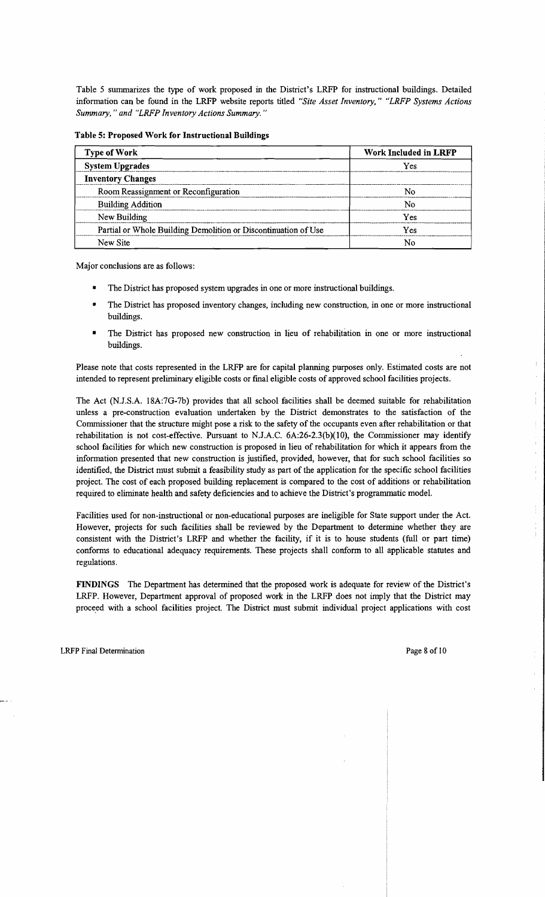Table 5 summarizes the type of work proposed in the District's LRFP for instructional buildings. Detailed information can be found in the LRFP website reports titled *"Site Asset Inventory," "LRFP Systems Actions Summary," and "LRFP Inventory Actions Summary."*

**Table 5: Proposed Work for Instructional Buildings**

| Type of Work | Work Included in LRFP |
|---|---|
| **System Upgrades** | Yes |
| **Inventory Changes** | |
| Room Reassignment or Reconfiguration | No |
| Building Addition | No |
| New Building | Yes |
| Partial or Whole Building Demolition or Discontinuation of Use | Yes |
| New Site | No |

Major conclusions are as follows:

- The District has proposed system upgrades in one or more instructional buildings.
- The District has proposed inventory changes, including new construction, in one or more instructional buildings.
- The District has proposed new construction in lieu of rehabilitation in one or more instructional buildings.

Please note that costs represented in the LRFP are for capital planning purposes only. Estimated costs are not intended to represent preliminary eligible costs or final eligible costs of approved school facilities projects.

The Act (N.J.S.A. 18A:7G-7b) provides that all school facilities shall be deemed suitable for rehabilitation unless a pre-construction evaluation undertaken by the District demonstrates to the satisfaction of the Commissioner that the structure might pose a risk to the safety of the occupants even after rehabilitation or that rehabilitation is not cost-effective. Pursuant to N.J.A.C. 6A:26-2.3(b)(10), the Commissioner may identify school facilities for which new construction is proposed in lieu of rehabilitation for which it appears from the information presented that new construction is justified, provided, however, that for such school facilities so identified, the District must submit a feasibility study as part of the application for the specific school facilities project. The cost of each proposed building replacement is compared to the cost of additions or rehabilitation required to eliminate health and safety deficiencies and to achieve the District's programmatic model.

Facilities used for non-instructional or non-educational purposes are ineligible for State support under the Act. However, projects for such facilities shall be reviewed by the Department to determine whether they are consistent with the District's LRFP and whether the facility, if it is to house students (full or part time) conforms to educational adequacy requirements. These projects shall conform to all applicable statutes and regulations.

**FINDINGS** The Department has determined that the proposed work is adequate for review of the District's LRFP. However, Department approval of proposed work in the LRFP does not imply that the District may proceed with a school facilities project. The District must submit individual project applications with cost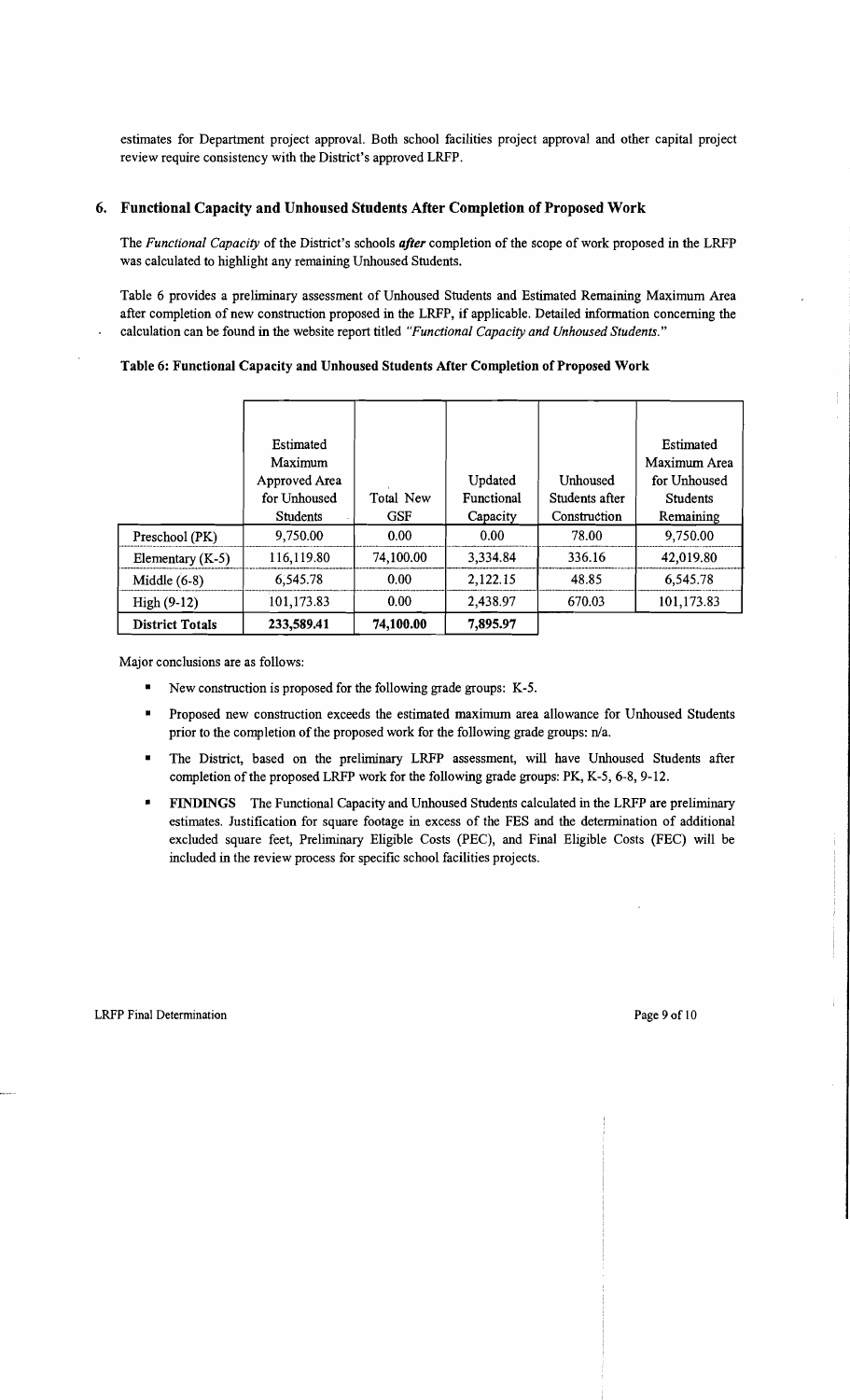estimates for Department project approval. Both school facilities project approval and other capital project review require consistency with the District's approved LRFP.

## 6. Functional Capacity and Unhoused Students After Completion of Proposed Work

The *Functional Capacity* of the District's schools ***after*** completion of the scope of work proposed in the LRFP was calculated to highlight any remaining Unhoused Students.

Table 6 provides a preliminary assessment of Unhoused Students and Estimated Remaining Maximum Area after completion of new construction proposed in the LRFP, if applicable. Detailed information concerning the calculation can be found in the website report titled *"Functional Capacity and Unhoused Students."*

**Table 6: Functional Capacity and Unhoused Students After Completion of Proposed Work**

| | Estimated Maximum Approved Area for Unhoused Students | Total New GSF | Updated Functional Capacity | Unhoused Students after Construction | Estimated Maximum Area for Unhoused Students Remaining |
|---|---|---|---|---|---|
| Preschool (PK) | 9,750.00 | 0.00 | 0.00 | 78.00 | 9,750.00 |
| Elementary (K-5) | 116,119.80 | 74,100.00 | 3,334.84 | 336.16 | 42,019.80 |
| Middle (6-8) | 6,545.78 | 0.00 | 2,122.15 | 48.85 | 6,545.78 |
| High (9-12) | 101,173.83 | 0.00 | 2,438.97 | 670.03 | 101,173.83 |
| **District Totals** | **233,589.41** | **74,100.00** | **7,895.97** | | |

Major conclusions are as follows:

- New construction is proposed for the following grade groups: K-5.
- Proposed new construction exceeds the estimated maximum area allowance for Unhoused Students prior to the completion of the proposed work for the following grade groups: n/a.
- The District, based on the preliminary LRFP assessment, will have Unhoused Students after completion of the proposed LRFP work for the following grade groups: PK, K-5, 6-8, 9-12.
- **FINDINGS** The Functional Capacity and Unhoused Students calculated in the LRFP are preliminary estimates. Justification for square footage in excess of the FES and the determination of additional excluded square feet, Preliminary Eligible Costs (PEC), and Final Eligible Costs (FEC) will be included in the review process for specific school facilities projects.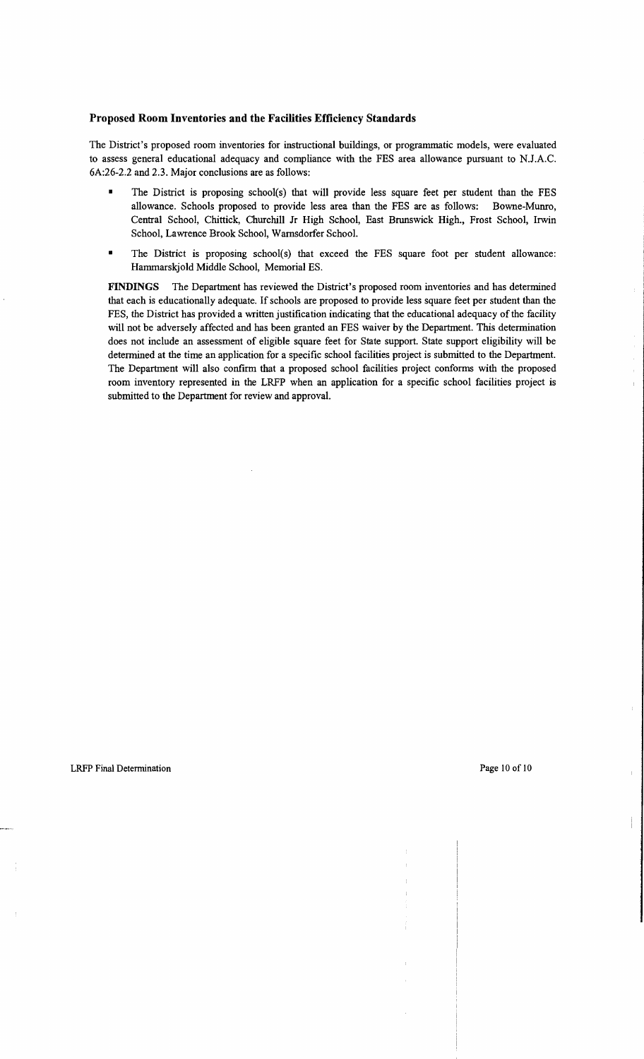### Proposed Room Inventories and the Facilities Efficiency Standards

The District's proposed room inventories for instructional buildings, or programmatic models, were evaluated to assess general educational adequacy and compliance with the FES area allowance pursuant to N.J.A.C. 6A:26-2.2 and 2.3. Major conclusions are as follows:

- The District is proposing school(s) that will provide less square feet per student than the FES allowance. Schools proposed to provide less area than the FES are as follows: Bowne-Munro, Central School, Chittick, Churchill Jr High School, East Brunswick High., Frost School, Irwin School, Lawrence Brook School, Warnsdorfer School.
- The District is proposing school(s) that exceed the FES square foot per student allowance: Hammarskjold Middle School, Memorial ES.

**FINDINGS** The Department has reviewed the District's proposed room inventories and has determined that each is educationally adequate. If schools are proposed to provide less square feet per student than the FES, the District has provided a written justification indicating that the educational adequacy of the facility will not be adversely affected and has been granted an FES waiver by the Department. This determination does not include an assessment of eligible square feet for State support. State support eligibility will be determined at the time an application for a specific school facilities project is submitted to the Department. The Department will also confirm that a proposed school facilities project conforms with the proposed room inventory represented in the LRFP when an application for a specific school facilities project is submitted to the Department for review and approval.